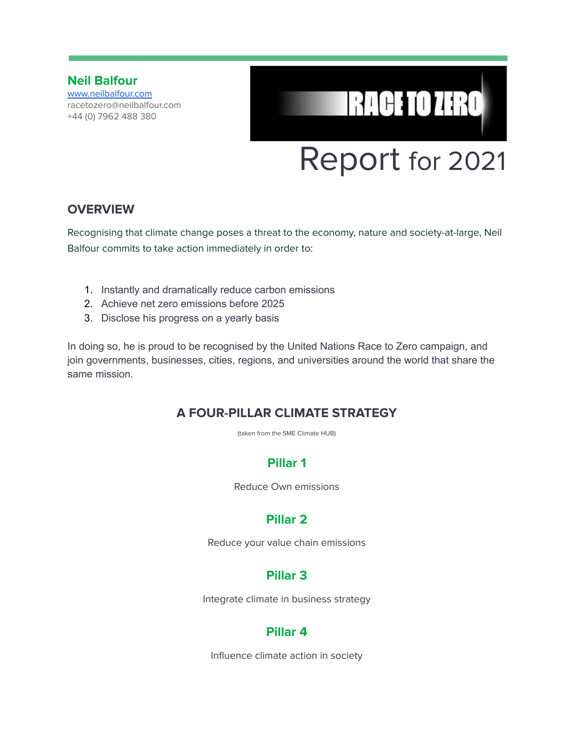**Neil Balfour**
[www.neilbalfour.com](http://www.neilbalfour.com)
racetozero@neilbalfour.com
+44 (0) 7962 488 380

RACE TO ZERO

# Report for 2021

## OVERVIEW

Recognising that climate change poses a threat to the economy, nature and society-at-large, Neil Balfour commits to take action immediately in order to:

1. Instantly and dramatically reduce carbon emissions
2. Achieve net zero emissions before 2025
3. Disclose his progress on a yearly basis

In doing so, he is proud to be recognised by the United Nations Race to Zero campaign, and join governments, businesses, cities, regions, and universities around the world that share the same mission.

## A FOUR-PILLAR CLIMATE STRATEGY

(taken from the SME Climate HUB)

### Pillar 1

Reduce Own emissions

### Pillar 2

Reduce your value chain emissions

### Pillar 3

Integrate climate in business strategy

### Pillar 4

Influence climate action in society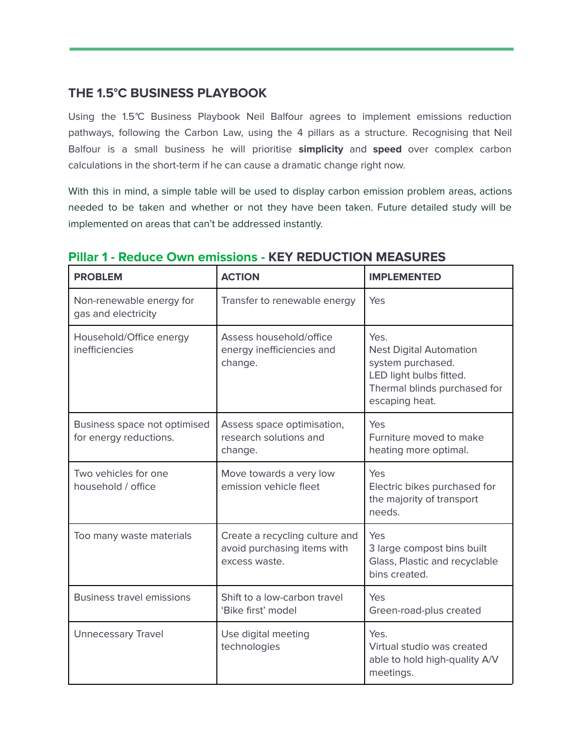## THE 1.5°C BUSINESS PLAYBOOK

Using the 1.5℃ Business Playbook Neil Balfour agrees to implement emissions reduction pathways, following the Carbon Law, using the 4 pillars as a structure. Recognising that Neil Balfour is a small business he will prioritise **simplicity** and **speed** over complex carbon calculations in the short-term if he can cause a dramatic change right now.

With this in mind, a simple table will be used to display carbon emission problem areas, actions needed to be taken and whether or not they have been taken. Future detailed study will be implemented on areas that can't be addressed instantly.

### Pillar 1 - Reduce Own emissions - KEY REDUCTION MEASURES

| PROBLEM | ACTION | IMPLEMENTED |
|---|---|---|
| Non-renewable energy for gas and electricity | Transfer to renewable energy | Yes |
| Household/Office energy inefficiencies | Assess household/office energy inefficiencies and change. | Yes.<br>Nest Digital Automation system purchased.<br>LED light bulbs fitted.<br>Thermal blinds purchased for escaping heat. |
| Business space not optimised for energy reductions. | Assess space optimisation, research solutions and change. | Yes<br>Furniture moved to make heating more optimal. |
| Two vehicles for one household / office | Move towards a very low emission vehicle fleet | Yes<br>Electric bikes purchased for the majority of transport needs. |
| Too many waste materials | Create a recycling culture and avoid purchasing items with excess waste. | Yes<br>3 large compost bins built<br>Glass, Plastic and recyclable bins created. |
| Business travel emissions | Shift to a low-carbon travel 'Bike first' model | Yes<br>Green-road-plus created |
| Unnecessary Travel | Use digital meeting technologies | Yes.<br>Virtual studio was created able to hold high-quality A/V meetings. |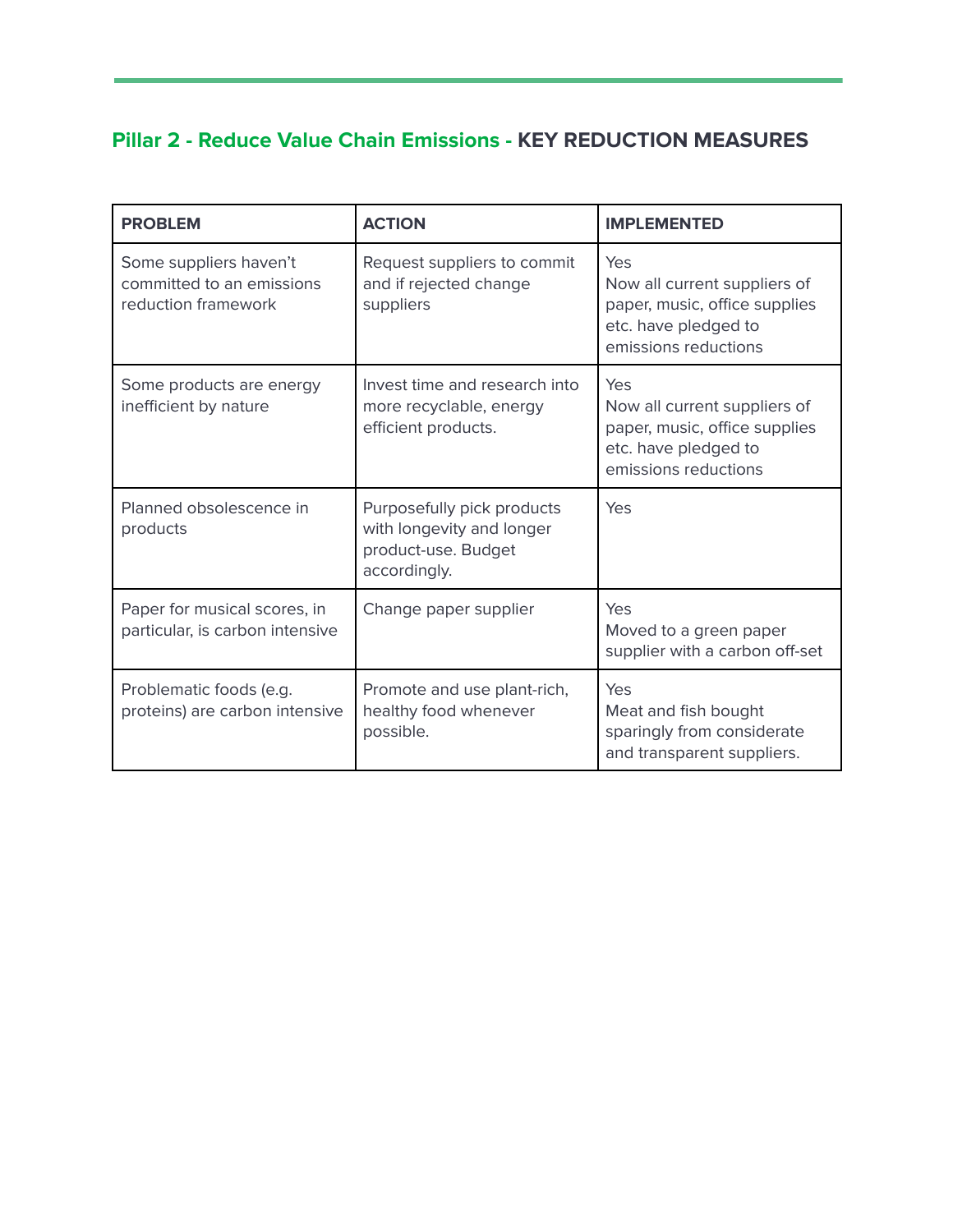## Pillar 2 - Reduce Value Chain Emissions - KEY REDUCTION MEASURES

| PROBLEM | ACTION | IMPLEMENTED |
|---|---|---|
| Some suppliers haven't committed to an emissions reduction framework | Request suppliers to commit and if rejected change suppliers | Yes<br>Now all current suppliers of paper, music, office supplies etc. have pledged to emissions reductions |
| Some products are energy inefficient by nature | Invest time and research into more recyclable, energy efficient products. | Yes<br>Now all current suppliers of paper, music, office supplies etc. have pledged to emissions reductions |
| Planned obsolescence in products | Purposefully pick products with longevity and longer product-use. Budget accordingly. | Yes |
| Paper for musical scores, in particular, is carbon intensive | Change paper supplier | Yes<br>Moved to a green paper supplier with a carbon off-set |
| Problematic foods (e.g. proteins) are carbon intensive | Promote and use plant-rich, healthy food whenever possible. | Yes<br>Meat and fish bought sparingly from considerate and transparent suppliers. |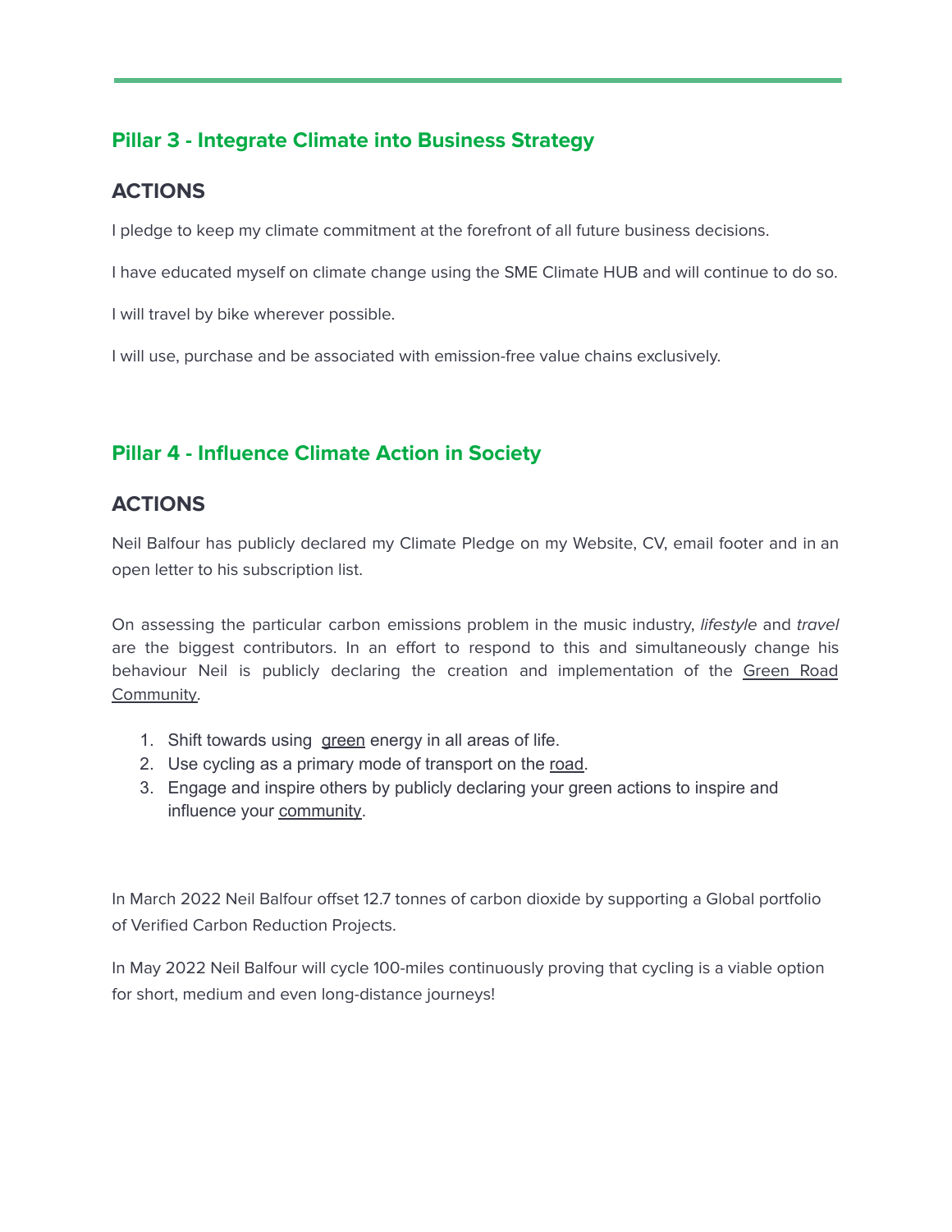## Pillar 3 - Integrate Climate into Business Strategy

### ACTIONS

I pledge to keep my climate commitment at the forefront of all future business decisions.

I have educated myself on climate change using the SME Climate HUB and will continue to do so.

I will travel by bike wherever possible.

I will use, purchase and be associated with emission-free value chains exclusively.

## Pillar 4 - Influence Climate Action in Society

### ACTIONS

Neil Balfour has publicly declared my Climate Pledge on my Website, CV, email footer and in an open letter to his subscription list.

On assessing the particular carbon emissions problem in the music industry, *lifestyle* and *travel* are the biggest contributors. In an effort to respond to this and simultaneously change his behaviour Neil is publicly declaring the creation and implementation of the Green Road Community.

1. Shift towards using green energy in all areas of life.
2. Use cycling as a primary mode of transport on the road.
3. Engage and inspire others by publicly declaring your green actions to inspire and influence your community.

In March 2022 Neil Balfour offset 12.7 tonnes of carbon dioxide by supporting a Global portfolio of Verified Carbon Reduction Projects.

In May 2022 Neil Balfour will cycle 100-miles continuously proving that cycling is a viable option for short, medium and even long-distance journeys!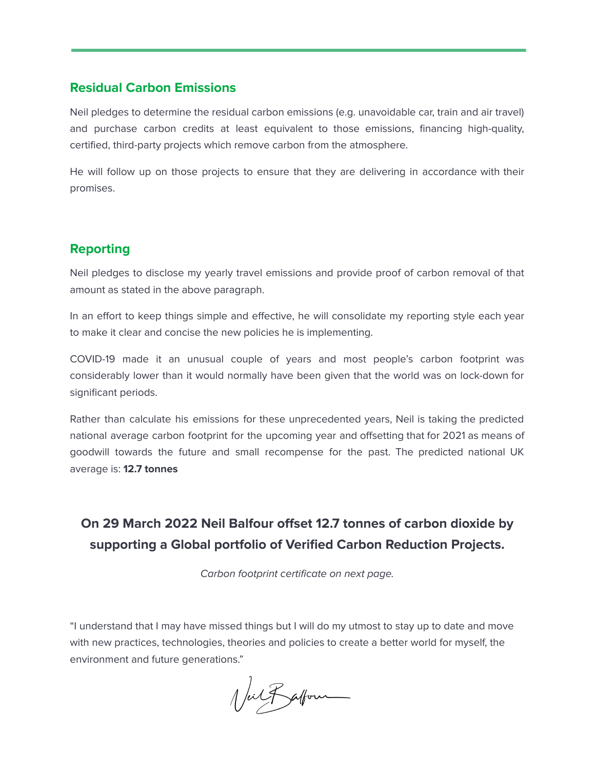## Residual Carbon Emissions

Neil pledges to determine the residual carbon emissions (e.g. unavoidable car, train and air travel) and purchase carbon credits at least equivalent to those emissions, financing high-quality, certified, third-party projects which remove carbon from the atmosphere.

He will follow up on those projects to ensure that they are delivering in accordance with their promises.

## Reporting

Neil pledges to disclose my yearly travel emissions and provide proof of carbon removal of that amount as stated in the above paragraph.

In an effort to keep things simple and effective, he will consolidate my reporting style each year to make it clear and concise the new policies he is implementing.

COVID-19 made it an unusual couple of years and most people's carbon footprint was considerably lower than it would normally have been given that the world was on lock-down for significant periods.

Rather than calculate his emissions for these unprecedented years, Neil is taking the predicted national average carbon footprint for the upcoming year and offsetting that for 2021 as means of goodwill towards the future and small recompense for the past. The predicted national UK average is: **12.7 tonnes**

**On 29 March 2022 Neil Balfour offset 12.7 tonnes of carbon dioxide by supporting a Global portfolio of Verified Carbon Reduction Projects.**

*Carbon footprint certificate on next page.*

"I understand that I may have missed things but I will do my utmost to stay up to date and move with new practices, technologies, theories and policies to create a better world for myself, the environment and future generations."

Neil Balfour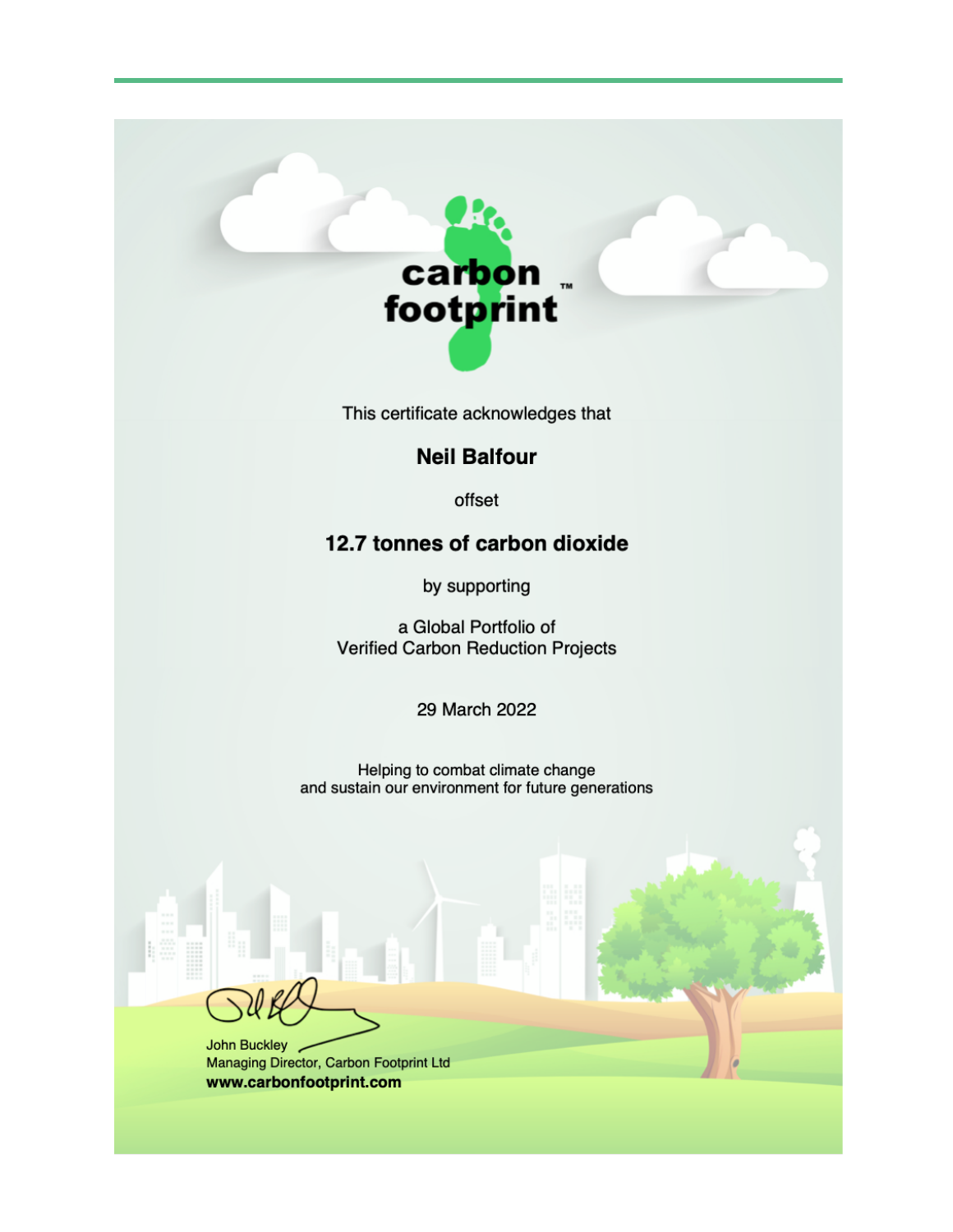carbon footprint™

This certificate acknowledges that

**Neil Balfour**

offset

**12.7 tonnes of carbon dioxide**

by supporting

a Global Portfolio of
Verified Carbon Reduction Projects

29 March 2022

Helping to combat climate change
and sustain our environment for future generations

John Buckley
Managing Director, Carbon Footprint Ltd
**www.carbonfootprint.com**